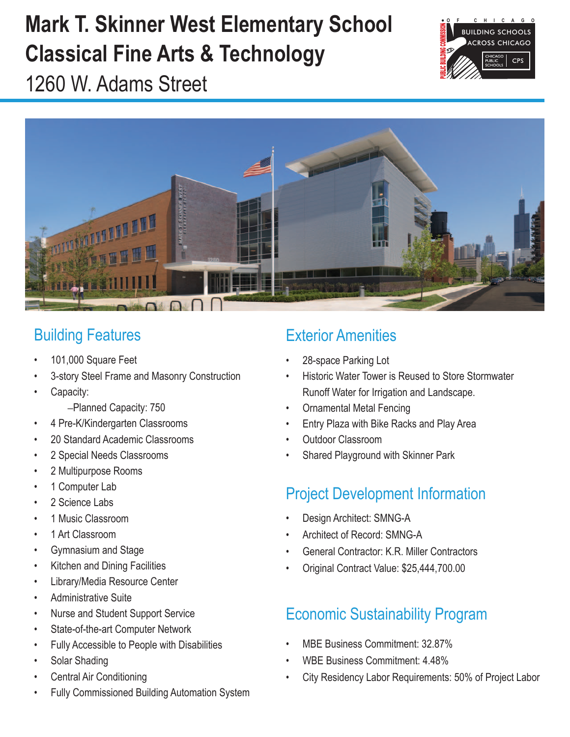# Mark T. Skinner West Elementary School
# Classical Fine Arts & Technology

1260 W. Adams Street

## Building Features

- 101,000 Square Feet
- 3-story Steel Frame and Masonry Construction
- Capacity:
  - –Planned Capacity: 750
- 4 Pre-K/Kindergarten Classrooms
- 20 Standard Academic Classrooms
- 2 Special Needs Classrooms
- 2 Multipurpose Rooms
- 1 Computer Lab
- 2 Science Labs
- 1 Music Classroom
- 1 Art Classroom
- Gymnasium and Stage
- Kitchen and Dining Facilities
- Library/Media Resource Center
- Administrative Suite
- Nurse and Student Support Service
- State-of-the-art Computer Network
- Fully Accessible to People with Disabilities
- Solar Shading
- Central Air Conditioning
- Fully Commissioned Building Automation System

## Exterior Amenities

- 28-space Parking Lot
- Historic Water Tower is Reused to Store Stormwater Runoff Water for Irrigation and Landscape.
- Ornamental Metal Fencing
- Entry Plaza with Bike Racks and Play Area
- Outdoor Classroom
- Shared Playground with Skinner Park

## Project Development Information

- Design Architect: SMNG-A
- Architect of Record: SMNG-A
- General Contractor: K.R. Miller Contractors
- Original Contract Value: $25,444,700.00

## Economic Sustainability Program

- MBE Business Commitment: 32.87%
- WBE Business Commitment: 4.48%
- City Residency Labor Requirements: 50% of Project Labor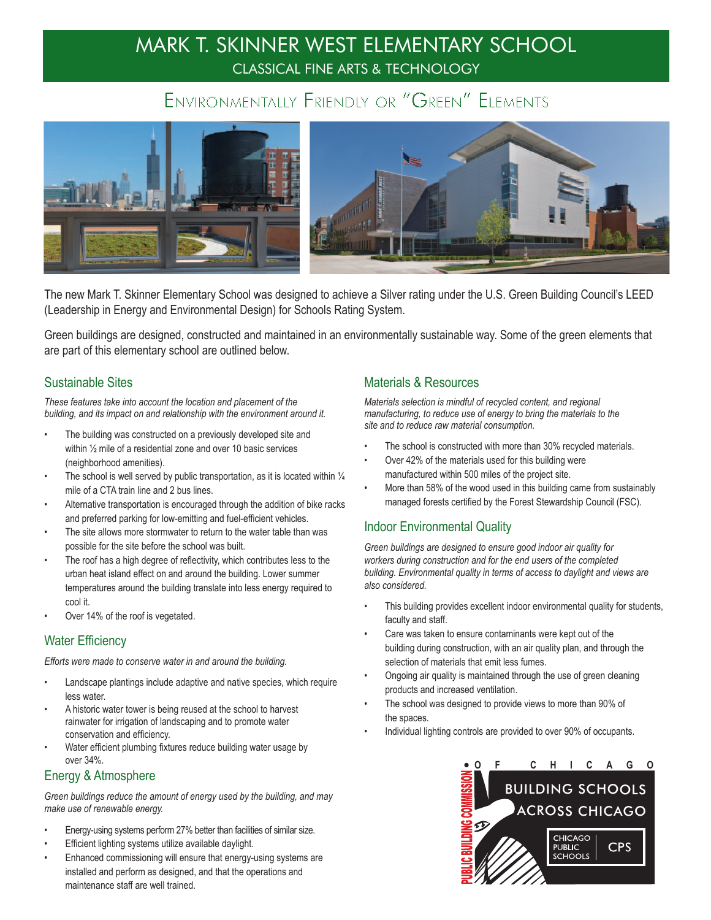# MARK T. SKINNER WEST ELEMENTARY SCHOOL

CLASSICAL FINE ARTS & TECHNOLOGY

## Environmentally Friendly or "Green" Elements

The new Mark T. Skinner Elementary School was designed to achieve a Silver rating under the U.S. Green Building Council's LEED (Leadership in Energy and Environmental Design) for Schools Rating System.

Green buildings are designed, constructed and maintained in an environmentally sustainable way. Some of the green elements that are part of this elementary school are outlined below.

### Sustainable Sites

*These features take into account the location and placement of the building, and its impact on and relationship with the environment around it.*

- The building was constructed on a previously developed site and within ½ mile of a residential zone and over 10 basic services (neighborhood amenities).
- The school is well served by public transportation, as it is located within ¼ mile of a CTA train line and 2 bus lines.
- Alternative transportation is encouraged through the addition of bike racks and preferred parking for low-emitting and fuel-efficient vehicles.
- The site allows more stormwater to return to the water table than was possible for the site before the school was built.
- The roof has a high degree of reflectivity, which contributes less to the urban heat island effect on and around the building. Lower summer temperatures around the building translate into less energy required to cool it.
- Over 14% of the roof is vegetated.

### Water Efficiency

*Efforts were made to conserve water in and around the building.*

- Landscape plantings include adaptive and native species, which require less water.
- A historic water tower is being reused at the school to harvest rainwater for irrigation of landscaping and to promote water conservation and efficiency.
- Water efficient plumbing fixtures reduce building water usage by over 34%.

### Energy & Atmosphere

*Green buildings reduce the amount of energy used by the building, and may make use of renewable energy.*

- Energy-using systems perform 27% better than facilities of similar size.
- Efficient lighting systems utilize available daylight.
- Enhanced commissioning will ensure that energy-using systems are installed and perform as designed, and that the operations and maintenance staff are well trained.

### Materials & Resources

*Materials selection is mindful of recycled content, and regional manufacturing, to reduce use of energy to bring the materials to the site and to reduce raw material consumption.*

- The school is constructed with more than 30% recycled materials.
- Over 42% of the materials used for this building were manufactured within 500 miles of the project site.
- More than 58% of the wood used in this building came from sustainably managed forests certified by the Forest Stewardship Council (FSC).

### Indoor Environmental Quality

*Green buildings are designed to ensure good indoor air quality for workers during construction and for the end users of the completed building. Environmental quality in terms of access to daylight and views are also considered.*

- This building provides excellent indoor environmental quality for students, faculty and staff.
- Care was taken to ensure contaminants were kept out of the building during construction, with an air quality plan, and through the selection of materials that emit less fumes.
- Ongoing air quality is maintained through the use of green cleaning products and increased ventilation.
- The school was designed to provide views to more than 90% of the spaces.
- Individual lighting controls are provided to over 90% of occupants.

PUBLIC BUILDING COMMISSION OF CHICAGO

BUILDING SCHOOLS ACROSS CHICAGO

CHICAGO PUBLIC SCHOOLS CPS